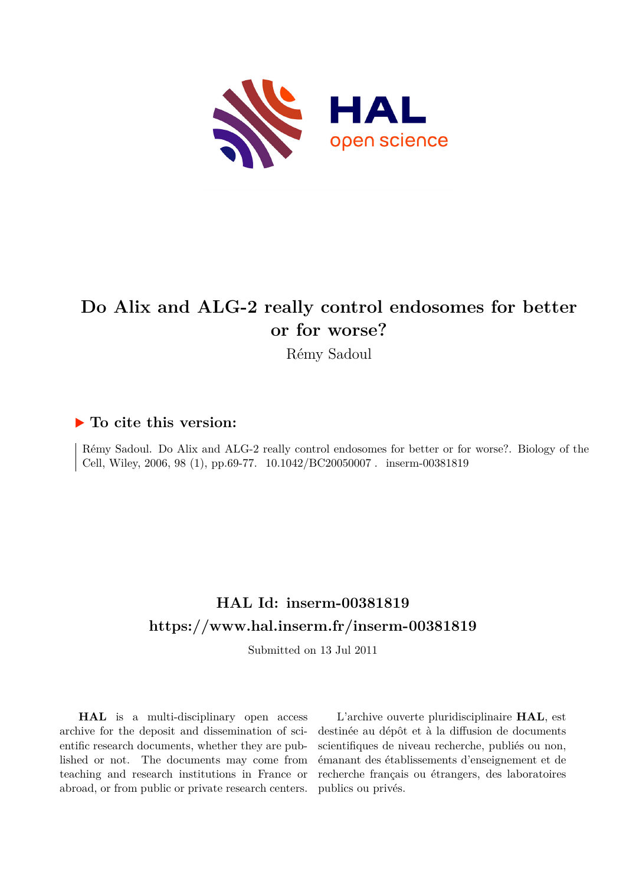# Do Alix and ALG-2 really control endosomes for better or for worse?

Rémy Sadoul

## ▶ To cite this version:

Rémy Sadoul. Do Alix and ALG-2 really control endosomes for better or for worse?. Biology of the Cell, Wiley, 2006, 98 (1), pp.69-77. 10.1042/BC20050007 . inserm-00381819

## HAL Id: inserm-00381819

## https://www.hal.inserm.fr/inserm-00381819

Submitted on 13 Jul 2011

**HAL** is a multi-disciplinary open access archive for the deposit and dissemination of scientific research documents, whether they are published or not. The documents may come from teaching and research institutions in France or abroad, or from public or private research centers.

L'archive ouverte pluridisciplinaire **HAL**, est destinée au dépôt et à la diffusion de documents scientifiques de niveau recherche, publiés ou non, émanant des établissements d'enseignement et de recherche français ou étrangers, des laboratoires publics ou privés.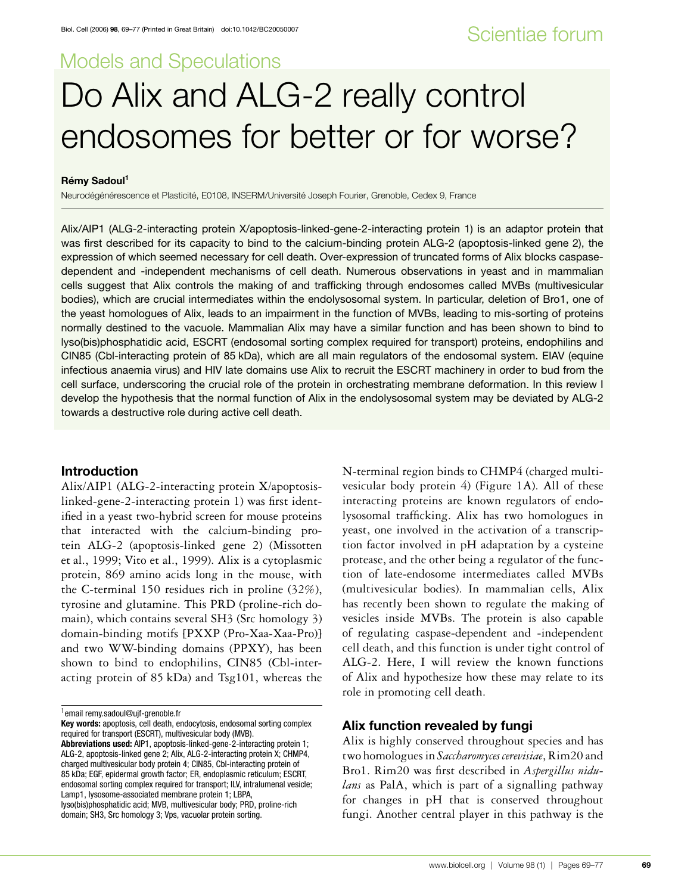Scientiae forum

## Models and Speculations

# Do Alix and ALG-2 really control endosomes for better or for worse?

**Rémy Sadoul**[1]

Neurodégénérescence et Plasticité, E0108, INSERM/Université Joseph Fourier, Grenoble, Cedex 9, France

Alix/AIP1 (ALG-2-interacting protein X/apoptosis-linked-gene-2-interacting protein 1) is an adaptor protein that was first described for its capacity to bind to the calcium-binding protein ALG-2 (apoptosis-linked gene 2), the expression of which seemed necessary for cell death. Over-expression of truncated forms of Alix blocks caspase-dependent and -independent mechanisms of cell death. Numerous observations in yeast and in mammalian cells suggest that Alix controls the making of and trafficking through endosomes called MVBs (multivesicular bodies), which are crucial intermediates within the endolysosomal system. In particular, deletion of Bro1, one of the yeast homologues of Alix, leads to an impairment in the function of MVBs, leading to mis-sorting of proteins normally destined to the vacuole. Mammalian Alix may have a similar function and has been shown to bind to lyso(bis)phosphatidic acid, ESCRT (endosomal sorting complex required for transport) proteins, endophilins and CIN85 (Cbl-interacting protein of 85 kDa), which are all main regulators of the endosomal system. EIAV (equine infectious anaemia virus) and HIV late domains use Alix to recruit the ESCRT machinery in order to bud from the cell surface, underscoring the crucial role of the protein in orchestrating membrane deformation. In this review I develop the hypothesis that the normal function of Alix in the endolysosomal system may be deviated by ALG-2 towards a destructive role during active cell death.

## Introduction

Alix/AIP1 (ALG-2-interacting protein X/apoptosis-linked-gene-2-interacting protein 1) was first identified in a yeast two-hybrid screen for mouse proteins that interacted with the calcium-binding protein ALG-2 (apoptosis-linked gene 2) (Missotten et al., 1999; Vito et al., 1999). Alix is a cytoplasmic protein, 869 amino acids long in the mouse, with the C-terminal 150 residues rich in proline (32%), tyrosine and glutamine. This PRD (proline-rich domain), which contains several SH3 (Src homology 3) domain-binding motifs [PXXP (Pro-Xaa-Xaa-Pro)] and two WW-binding domains (PPXY), has been shown to bind to endophilins, CIN85 (Cbl-interacting protein of 85 kDa) and Tsg101, whereas the N-terminal region binds to CHMP4 (charged multivesicular body protein 4) (Figure 1A). All of these interacting proteins are known regulators of endolysosomal trafficking. Alix has two homologues in yeast, one involved in the activation of a transcription factor involved in pH adaptation by a cysteine protease, and the other being a regulator of the function of late-endosome intermediates called MVBs (multivesicular bodies). In mammalian cells, Alix has recently been shown to regulate the making of vesicles inside MVBs. The protein is also capable of regulating caspase-dependent and -independent cell death, and this function is under tight control of ALG-2. Here, I will review the known functions of Alix and hypothesize how these may relate to its role in promoting cell death.

[1]email remy.sadoul@ujf-grenoble.fr

**Key words:** apoptosis, cell death, endocytosis, endosomal sorting complex required for transport (ESCRT), multivesicular body (MVB).

**Abbreviations used:** AIP1, apoptosis-linked-gene-2-interacting protein 1; ALG-2, apoptosis-linked gene 2; Alix, ALG-2-interacting protein X; CHMP4, charged multivesicular body protein 4; CIN85, Cbl-interacting protein of 85 kDa; EGF, epidermal growth factor; ER, endoplasmic reticulum; ESCRT, endosomal sorting complex required for transport; ILV, intralumenal vesicle; Lamp1, lysosome-associated membrane protein 1; LBPA, lyso(bis)phosphatidic acid; MVB, multivesicular body; PRD, proline-rich domain; SH3, Src homology 3; Vps, vacuolar protein sorting.

## Alix function revealed by fungi

Alix is highly conserved throughout species and has two homologues in *Saccharomyces cerevisiae*, Rim20 and Bro1. Rim20 was first described in *Aspergillus nidulans* as PalA, which is part of a signalling pathway for changes in pH that is conserved throughout fungi. Another central player in this pathway is the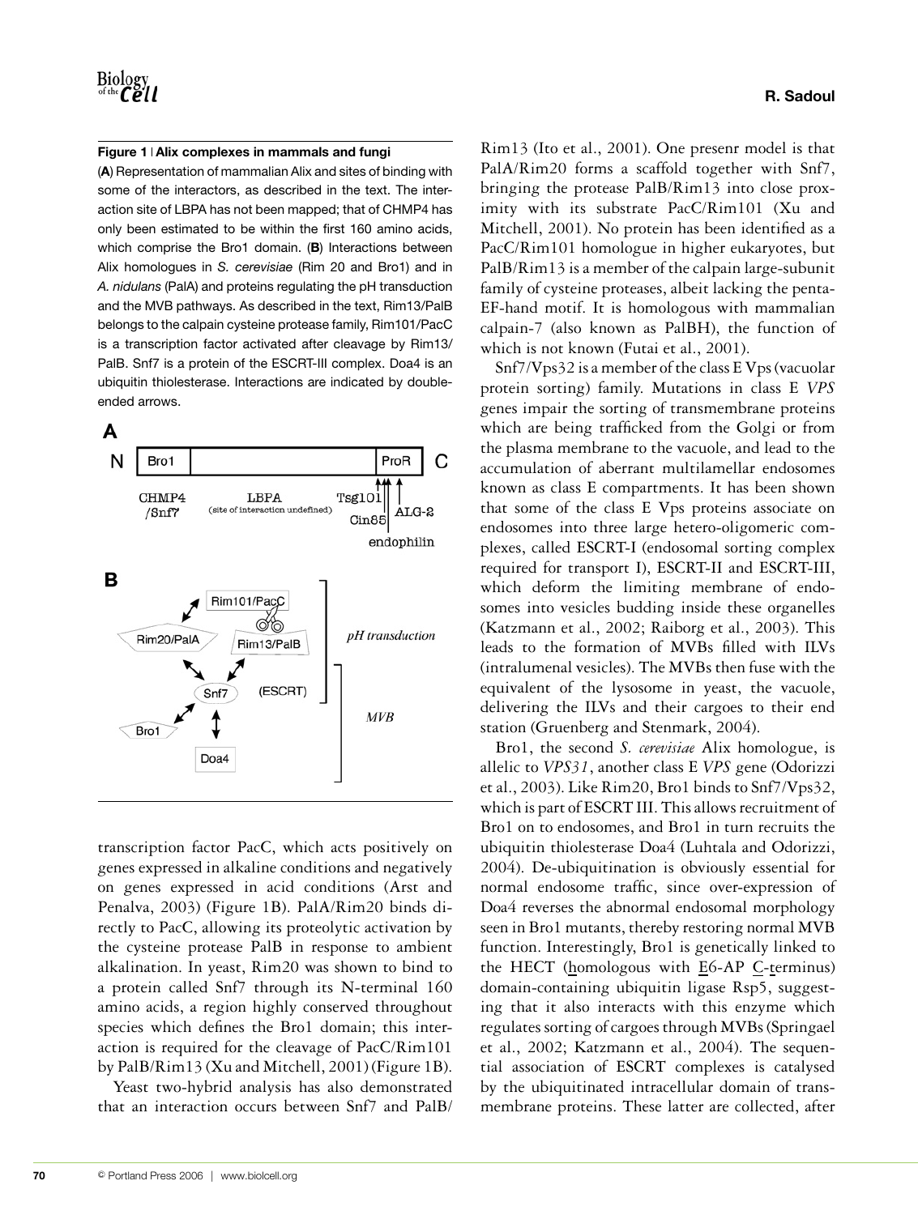**Figure 1 | Alix complexes in mammals and fungi**

(**A**) Representation of mammalian Alix and sites of binding with some of the interactors, as described in the text. The interaction site of LBPA has not been mapped; that of CHMP4 has only been estimated to be within the first 160 amino acids, which comprise the Bro1 domain. (**B**) Interactions between Alix homologues in *S. cerevisiae* (Rim 20 and Bro1) and in *A. nidulans* (PalA) and proteins regulating the pH transduction and the MVB pathways. As described in the text, Rim13/PalB belongs to the calpain cysteine protease family, Rim101/PacC is a transcription factor activated after cleavage by Rim13/PalB. Snf7 is a protein of the ESCRT-III complex. Doa4 is an ubiquitin thiolesterase. Interactions are indicated by double-ended arrows.

transcription factor PacC, which acts positively on genes expressed in alkaline conditions and negatively on genes expressed in acid conditions (Arst and Penalva, 2003) (Figure 1B). PalA/Rim20 binds directly to PacC, allowing its proteolytic activation by the cysteine protease PalB in response to ambient alkalination. In yeast, Rim20 was shown to bind to a protein called Snf7 through its N-terminal 160 amino acids, a region highly conserved throughout species which defines the Bro1 domain; this interaction is required for the cleavage of PacC/Rim101 by PalB/Rim13 (Xu and Mitchell, 2001) (Figure 1B).

Yeast two-hybrid analysis has also demonstrated that an interaction occurs between Snf7 and PalB/Rim13 (Ito et al., 2001). One presenr model is that PalA/Rim20 forms a scaffold together with Snf7, bringing the protease PalB/Rim13 into close proximity with its substrate PacC/Rim101 (Xu and Mitchell, 2001). No protein has been identified as a PacC/Rim101 homologue in higher eukaryotes, but PalB/Rim13 is a member of the calpain large-subunit family of cysteine proteases, albeit lacking the penta-EF-hand motif. It is homologous with mammalian calpain-7 (also known as PalBH), the function of which is not known (Futai et al., 2001).

Snf7/Vps32 is a member of the class E Vps (vacuolar protein sorting) family. Mutations in class E *VPS* genes impair the sorting of transmembrane proteins which are being trafficked from the Golgi or from the plasma membrane to the vacuole, and lead to the accumulation of aberrant multilamellar endosomes known as class E compartments. It has been shown that some of the class E Vps proteins associate on endosomes into three large hetero-oligomeric complexes, called ESCRT-I (endosomal sorting complex required for transport I), ESCRT-II and ESCRT-III, which deform the limiting membrane of endosomes into vesicles budding inside these organelles (Katzmann et al., 2002; Raiborg et al., 2003). This leads to the formation of MVBs filled with ILVs (intralumenal vesicles). The MVBs then fuse with the equivalent of the lysosome in yeast, the vacuole, delivering the ILVs and their cargoes to their end station (Gruenberg and Stenmark, 2004).

Bro1, the second *S. cerevisiae* Alix homologue, is allelic to *VPS31*, another class E *VPS* gene (Odorizzi et al., 2003). Like Rim20, Bro1 binds to Snf7/Vps32, which is part of ESCRT III. This allows recruitment of Bro1 on to endosomes, and Bro1 in turn recruits the ubiquitin thiolesterase Doa4 (Luhtala and Odorizzi, 2004). De-ubiquitination is obviously essential for normal endosome traffic, since over-expression of Doa4 reverses the abnormal endosomal morphology seen in Bro1 mutants, thereby restoring normal MVB function. Interestingly, Bro1 is genetically linked to the HECT (homologous with E6-AP C-terminus) domain-containing ubiquitin ligase Rsp5, suggesting that it also interacts with this enzyme which regulates sorting of cargoes through MVBs (Springael et al., 2002; Katzmann et al., 2004). The sequential association of ESCRT complexes is catalysed by the ubiquitinated intracellular domain of transmembrane proteins. These latter are collected, after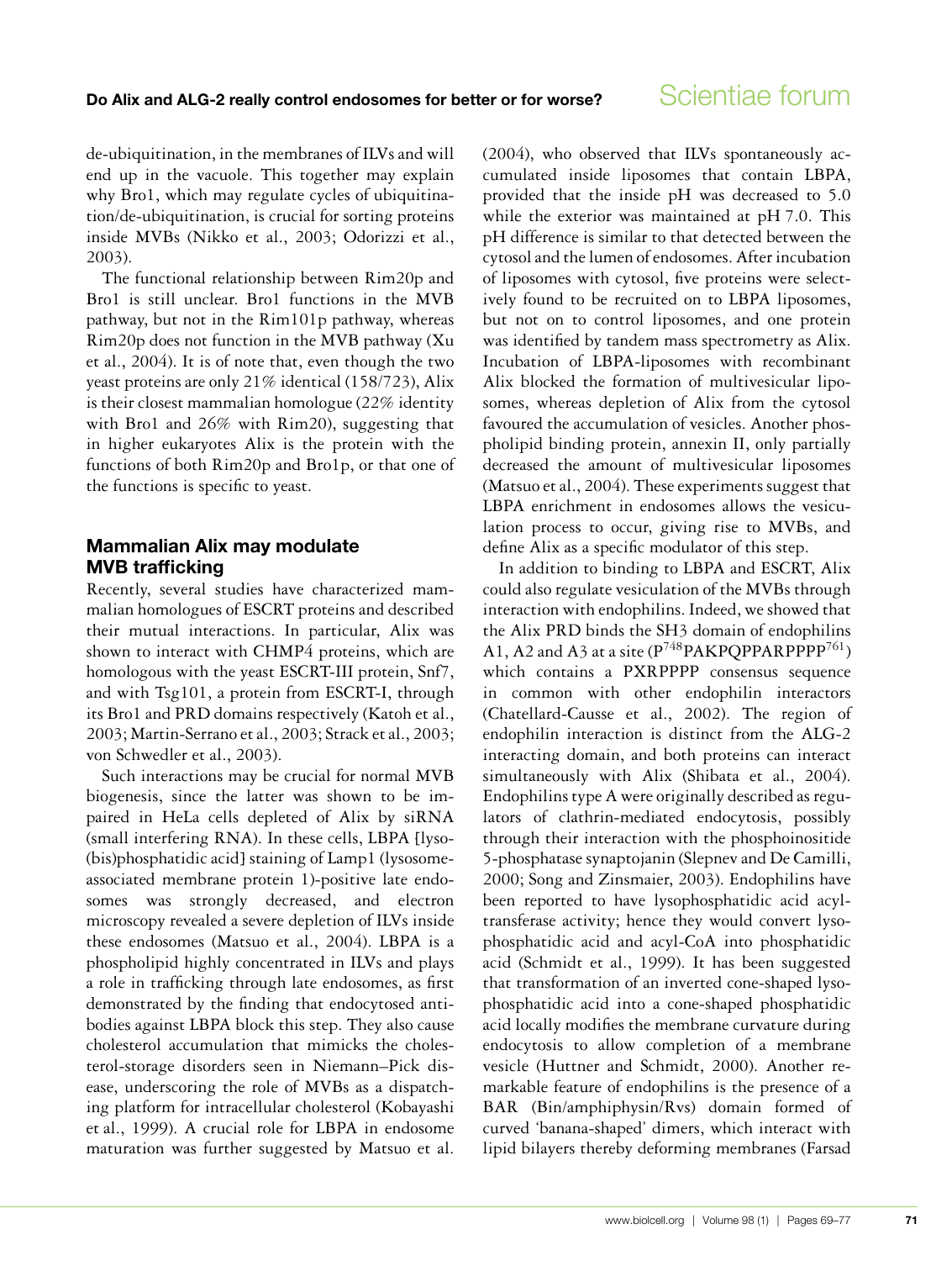de-ubiquitination, in the membranes of ILVs and will end up in the vacuole. This together may explain why Bro1, which may regulate cycles of ubiquitination/de-ubiquitination, is crucial for sorting proteins inside MVBs (Nikko et al., 2003; Odorizzi et al., 2003).

The functional relationship between Rim20p and Bro1 is still unclear. Bro1 functions in the MVB pathway, but not in the Rim101p pathway, whereas Rim20p does not function in the MVB pathway (Xu et al., 2004). It is of note that, even though the two yeast proteins are only 21% identical (158/723), Alix is their closest mammalian homologue (22% identity with Bro1 and 26% with Rim20), suggesting that in higher eukaryotes Alix is the protein with the functions of both Rim20p and Bro1p, or that one of the functions is specific to yeast.

## Mammalian Alix may modulate MVB trafficking

Recently, several studies have characterized mammalian homologues of ESCRT proteins and described their mutual interactions. In particular, Alix was shown to interact with CHMP4 proteins, which are homologous with the yeast ESCRT-III protein, Snf7, and with Tsg101, a protein from ESCRT-I, through its Bro1 and PRD domains respectively (Katoh et al., 2003; Martin-Serrano et al., 2003; Strack et al., 2003; von Schwedler et al., 2003).

Such interactions may be crucial for normal MVB biogenesis, since the latter was shown to be impaired in HeLa cells depleted of Alix by siRNA (small interfering RNA). In these cells, LBPA [lyso(bis)phosphatidic acid] staining of Lamp1 (lysosome-associated membrane protein 1)-positive late endosomes was strongly decreased, and electron microscopy revealed a severe depletion of ILVs inside these endosomes (Matsuo et al., 2004). LBPA is a phospholipid highly concentrated in ILVs and plays a role in trafficking through late endosomes, as first demonstrated by the finding that endocytosed antibodies against LBPA block this step. They also cause cholesterol accumulation that mimicks the cholesterol-storage disorders seen in Niemann–Pick disease, underscoring the role of MVBs as a dispatching platform for intracellular cholesterol (Kobayashi et al., 1999). A crucial role for LBPA in endosome maturation was further suggested by Matsuo et al. (2004), who observed that ILVs spontaneously accumulated inside liposomes that contain LBPA, provided that the inside pH was decreased to 5.0 while the exterior was maintained at pH 7.0. This pH difference is similar to that detected between the cytosol and the lumen of endosomes. After incubation of liposomes with cytosol, five proteins were selectively found to be recruited on to LBPA liposomes, but not on to control liposomes, and one protein was identified by tandem mass spectrometry as Alix. Incubation of LBPA-liposomes with recombinant Alix blocked the formation of multivesicular liposomes, whereas depletion of Alix from the cytosol favoured the accumulation of vesicles. Another phospholipid binding protein, annexin II, only partially decreased the amount of multivesicular liposomes (Matsuo et al., 2004). These experiments suggest that LBPA enrichment in endosomes allows the vesiculation process to occur, giving rise to MVBs, and define Alix as a specific modulator of this step.

In addition to binding to LBPA and ESCRT, Alix could also regulate vesiculation of the MVBs through interaction with endophilins. Indeed, we showed that the Alix PRD binds the SH3 domain of endophilins A1, A2 and A3 at a site ($P^{748}$PAKPQPPARPPPP$^{761}$) which contains a PXRPPPP consensus sequence in common with other endophilin interactors (Chatellard-Causse et al., 2002). The region of endophilin interaction is distinct from the ALG-2 interacting domain, and both proteins can interact simultaneously with Alix (Shibata et al., 2004). Endophilins type A were originally described as regulators of clathrin-mediated endocytosis, possibly through their interaction with the phosphoinositide 5-phosphatase synaptojanin (Slepnev and De Camilli, 2000; Song and Zinsmaier, 2003). Endophilins have been reported to have lysophosphatidic acid acyltransferase activity; hence they would convert lysophosphatidic acid and acyl-CoA into phosphatidic acid (Schmidt et al., 1999). It has been suggested that transformation of an inverted cone-shaped lysophosphatidic acid into a cone-shaped phosphatidic acid locally modifies the membrane curvature during endocytosis to allow completion of a membrane vesicle (Huttner and Schmidt, 2000). Another remarkable feature of endophilins is the presence of a BAR (Bin/amphiphysin/Rvs) domain formed of curved 'banana-shaped' dimers, which interact with lipid bilayers thereby deforming membranes (Farsad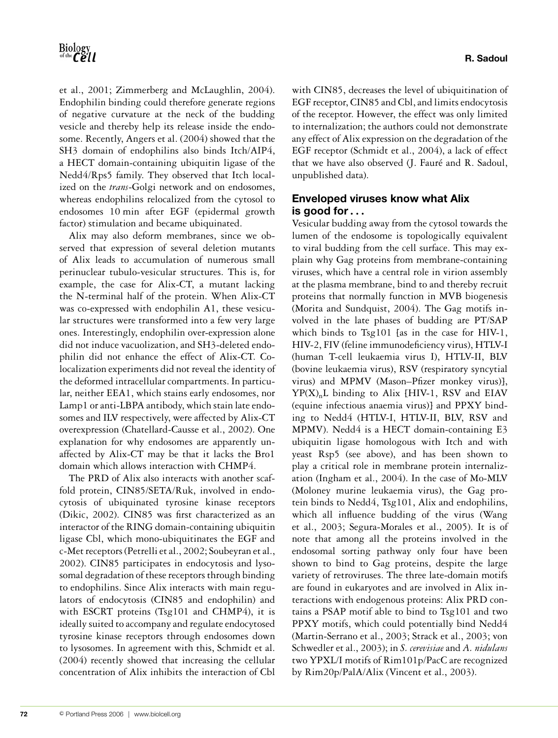et al., 2001; Zimmerberg and McLaughlin, 2004). Endophilin binding could therefore generate regions of negative curvature at the neck of the budding vesicle and thereby help its release inside the endosome. Recently, Angers et al. (2004) showed that the SH3 domain of endophilins also binds Itch/AIP4, a HECT domain-containing ubiquitin ligase of the Nedd4/Rps5 family. They observed that Itch localized on the *trans*-Golgi network and on endosomes, whereas endophilins relocalized from the cytosol to endosomes 10 min after EGF (epidermal growth factor) stimulation and became ubiquitinated.

Alix may also deform membranes, since we observed that expression of several deletion mutants of Alix leads to accumulation of numerous small perinuclear tubulo-vesicular structures. This is, for example, the case for Alix-CT, a mutant lacking the N-terminal half of the protein. When Alix-CT was co-expressed with endophilin A1, these vesicular structures were transformed into a few very large ones. Interestingly, endophilin over-expression alone did not induce vacuolization, and SH3-deleted endophilin did not enhance the effect of Alix-CT. Colocalization experiments did not reveal the identity of the deformed intracellular compartments. In particular, neither EEA1, which stains early endosomes, nor Lamp1 or anti-LBPA antibody, which stain late endosomes and ILV respectively, were affected by Alix-CT overexpression (Chatellard-Causse et al., 2002). One explanation for why endosomes are apparently unaffected by Alix-CT may be that it lacks the Bro1 domain which allows interaction with CHMP4.

The PRD of Alix also interacts with another scaffold protein, CIN85/SETA/Ruk, involved in endocytosis of ubiquinated tyrosine kinase receptors (Dikic, 2002). CIN85 was first characterized as an interactor of the RING domain-containing ubiquitin ligase Cbl, which mono-ubiquitinates the EGF and c-Met receptors (Petrelli et al., 2002; Soubeyran et al., 2002). CIN85 participates in endocytosis and lysosomal degradation of these receptors through binding to endophilins. Since Alix interacts with main regulators of endocytosis (CIN85 and endophilin) and with ESCRT proteins (Tsg101 and CHMP4), it is ideally suited to accompany and regulate endocytosed tyrosine kinase receptors through endosomes down to lysosomes. In agreement with this, Schmidt et al. (2004) recently showed that increasing the cellular concentration of Alix inhibits the interaction of Cbl with CIN85, decreases the level of ubiquitination of EGF receptor, CIN85 and Cbl, and limits endocytosis of the receptor. However, the effect was only limited to internalization; the authors could not demonstrate any effect of Alix expression on the degradation of the EGF receptor (Schmidt et al., 2004), a lack of effect that we have also observed (J. Fauré and R. Sadoul, unpublished data).

## Enveloped viruses know what Alix is good for . . .

Vesicular budding away from the cytosol towards the lumen of the endosome is topologically equivalent to viral budding from the cell surface. This may explain why Gag proteins from membrane-containing viruses, which have a central role in virion assembly at the plasma membrane, bind to and thereby recruit proteins that normally function in MVB biogenesis (Morita and Sundquist, 2004). The Gag motifs involved in the late phases of budding are PT/SAP which binds to Tsg101 [as in the case for HIV-1, HIV-2, FIV (feline immunodeficiency virus), HTLV-I (human T-cell leukaemia virus I), HTLV-II, BLV (bovine leukaemia virus), RSV (respiratory syncytial virus) and MPMV (Mason–Pfizer monkey virus)], $YP(X)_nL$ binding to Alix [HIV-1, RSV and EIAV (equine infectious anaemia virus)] and PPXY binding to Nedd4 (HTLV-I, HTLV-II, BLV, RSV and MPMV). Nedd4 is a HECT domain-containing E3 ubiquitin ligase homologous with Itch and with yeast Rsp5 (see above), and has been shown to play a critical role in membrane protein internalization (Ingham et al., 2004). In the case of Mo-MLV (Moloney murine leukaemia virus), the Gag protein binds to Nedd4, Tsg101, Alix and endophilins, which all influence budding of the virus (Wang et al., 2003; Segura-Morales et al., 2005). It is of note that among all the proteins involved in the endosomal sorting pathway only four have been shown to bind to Gag proteins, despite the large variety of retroviruses. The three late-domain motifs are found in eukaryotes and are involved in Alix interactions with endogenous proteins: Alix PRD contains a PSAP motif able to bind to Tsg101 and two PPXY motifs, which could potentially bind Nedd4 (Martin-Serrano et al., 2003; Strack et al., 2003; von Schwedler et al., 2003); in *S. cerevisiae* and *A. nidulans* two YPXL/I motifs of Rim101p/PacC are recognized by Rim20p/PalA/Alix (Vincent et al., 2003).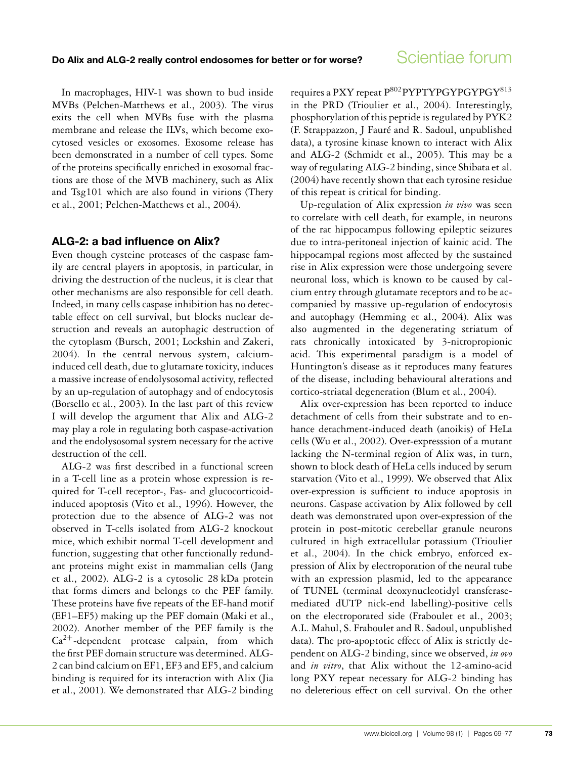In macrophages, HIV-1 was shown to bud inside MVBs (Pelchen-Matthews et al., 2003). The virus exits the cell when MVBs fuse with the plasma membrane and release the ILVs, which become exocytosed vesicles or exosomes. Exosome release has been demonstrated in a number of cell types. Some of the proteins specifically enriched in exosomal fractions are those of the MVB machinery, such as Alix and Tsg101 which are also found in virions (Thery et al., 2001; Pelchen-Matthews et al., 2004).

## ALG-2: a bad influence on Alix?

Even though cysteine proteases of the caspase family are central players in apoptosis, in particular, in driving the destruction of the nucleus, it is clear that other mechanisms are also responsible for cell death. Indeed, in many cells caspase inhibition has no detectable effect on cell survival, but blocks nuclear destruction and reveals an autophagic destruction of the cytoplasm (Bursch, 2001; Lockshin and Zakeri, 2004). In the central nervous system, calcium-induced cell death, due to glutamate toxicity, induces a massive increase of endolysosomal activity, reflected by an up-regulation of autophagy and of endocytosis (Borsello et al., 2003). In the last part of this review I will develop the argument that Alix and ALG-2 may play a role in regulating both caspase-activation and the endolysosomal system necessary for the active destruction of the cell.

ALG-2 was first described in a functional screen in a T-cell line as a protein whose expression is required for T-cell receptor-, Fas- and glucocorticoid-induced apoptosis (Vito et al., 1996). However, the protection due to the absence of ALG-2 was not observed in T-cells isolated from ALG-2 knockout mice, which exhibit normal T-cell development and function, suggesting that other functionally redundant proteins might exist in mammalian cells (Jang et al., 2002). ALG-2 is a cytosolic 28 kDa protein that forms dimers and belongs to the PEF family. These proteins have five repeats of the EF-hand motif (EF1–EF5) making up the PEF domain (Maki et al., 2002). Another member of the PEF family is the $Ca^{2+}$-dependent protease calpain, from which the first PEF domain structure was determined. ALG-2 can bind calcium on EF1, EF3 and EF5, and calcium binding is required for its interaction with Alix (Jia et al., 2001). We demonstrated that ALG-2 binding requires a PXY repeat $P^{802}$PYPTYPGYPGYPGY$^{813}$ in the PRD (Trioulier et al., 2004). Interestingly, phosphorylation of this peptide is regulated by PYK2 (F. Strappazzon, J Fauré and R. Sadoul, unpublished data), a tyrosine kinase known to interact with Alix and ALG-2 (Schmidt et al., 2005). This may be a way of regulating ALG-2 binding, since Shibata et al. (2004) have recently shown that each tyrosine residue of this repeat is critical for binding.

Up-regulation of Alix expression *in vivo* was seen to correlate with cell death, for example, in neurons of the rat hippocampus following epileptic seizures due to intra-peritoneal injection of kainic acid. The hippocampal regions most affected by the sustained rise in Alix expression were those undergoing severe neuronal loss, which is known to be caused by calcium entry through glutamate receptors and to be accompanied by massive up-regulation of endocytosis and autophagy (Hemming et al., 2004). Alix was also augmented in the degenerating striatum of rats chronically intoxicated by 3-nitropropionic acid. This experimental paradigm is a model of Huntington's disease as it reproduces many features of the disease, including behavioural alterations and cortico-striatal degeneration (Blum et al., 2004).

Alix over-expression has been reported to induce detachment of cells from their substrate and to enhance detachment-induced death (anoikis) of HeLa cells (Wu et al., 2002). Over-expresssion of a mutant lacking the N-terminal region of Alix was, in turn, shown to block death of HeLa cells induced by serum starvation (Vito et al., 1999). We observed that Alix over-expression is sufficient to induce apoptosis in neurons. Caspase activation by Alix followed by cell death was demonstrated upon over-expression of the protein in post-mitotic cerebellar granule neurons cultured in high extracellular potassium (Trioulier et al., 2004). In the chick embryo, enforced expression of Alix by electroporation of the neural tube with an expression plasmid, led to the appearance of TUNEL (terminal deoxynucleotidyl transferase-mediated dUTP nick-end labelling)-positive cells on the electroporated side (Fraboulet et al., 2003; A.L. Mahul, S. Fraboulet and R. Sadoul, unpublished data). The pro-apoptotic effect of Alix is strictly dependent on ALG-2 binding, since we observed, *in ovo* and *in vitro*, that Alix without the 12-amino-acid long PXY repeat necessary for ALG-2 binding has no deleterious effect on cell survival. On the other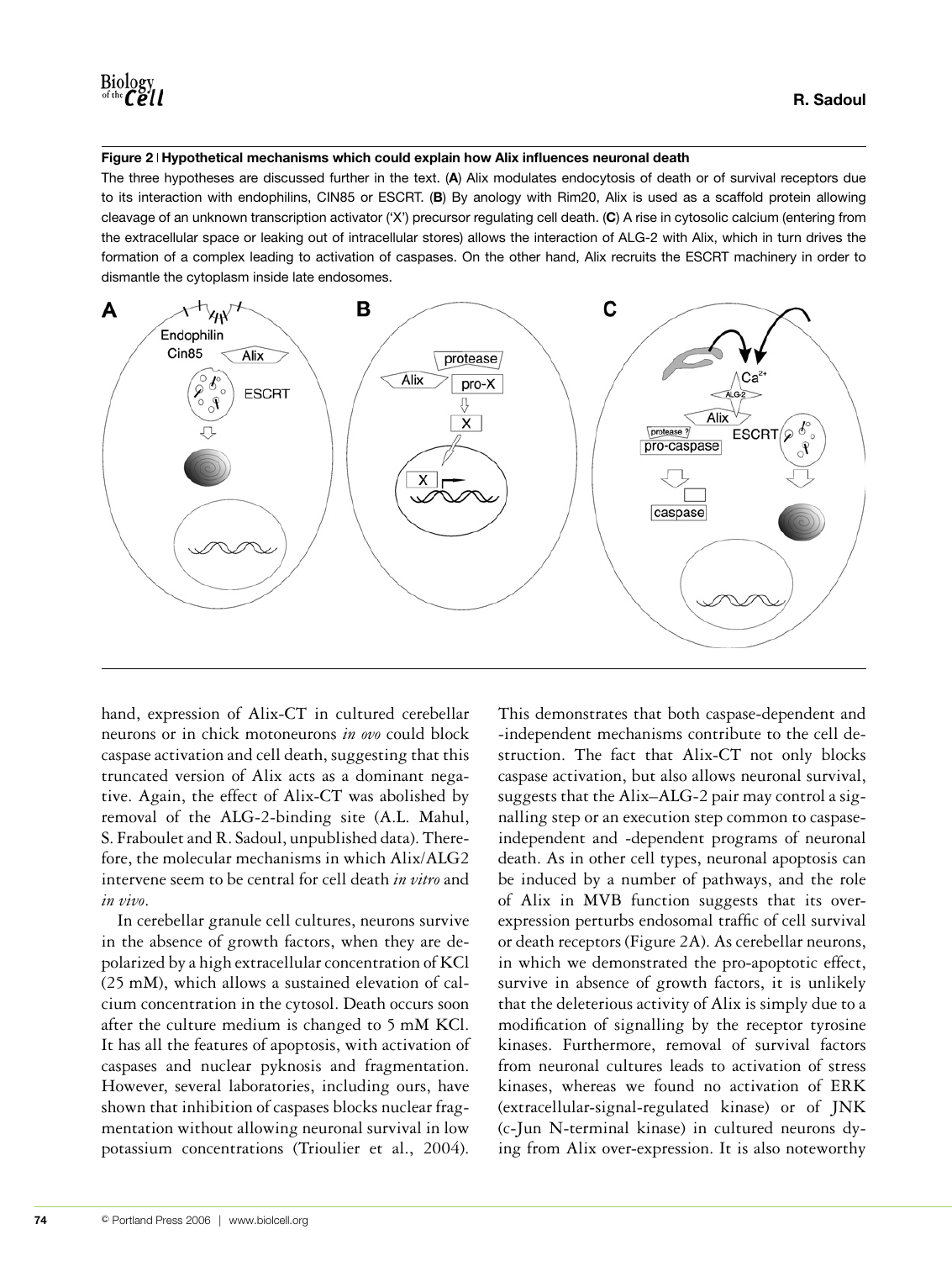**Figure 2 | Hypothetical mechanisms which could explain how Alix influences neuronal death**

The three hypotheses are discussed further in the text. (**A**) Alix modulates endocytosis of death or of survival receptors due to its interaction with endophilins, CIN85 or ESCRT. (**B**) By anology with Rim20, Alix is used as a scaffold protein allowing cleavage of an unknown transcription activator ('X') precursor regulating cell death. (**C**) A rise in cytosolic calcium (entering from the extracellular space or leaking out of intracellular stores) allows the interaction of ALG-2 with Alix, which in turn drives the formation of a complex leading to activation of caspases. On the other hand, Alix recruits the ESCRT machinery in order to dismantle the cytoplasm inside late endosomes.

hand, expression of Alix-CT in cultured cerebellar neurons or in chick motoneurons *in ovo* could block caspase activation and cell death, suggesting that this truncated version of Alix acts as a dominant negative. Again, the effect of Alix-CT was abolished by removal of the ALG-2-binding site (A.L. Mahul, S. Fraboulet and R. Sadoul, unpublished data). Therefore, the molecular mechanisms in which Alix/ALG2 intervene seem to be central for cell death *in vitro* and *in vivo*.

In cerebellar granule cell cultures, neurons survive in the absence of growth factors, when they are depolarized by a high extracellular concentration of KCl (25 mM), which allows a sustained elevation of calcium concentration in the cytosol. Death occurs soon after the culture medium is changed to 5 mM KCl. It has all the features of apoptosis, with activation of caspases and nuclear pyknosis and fragmentation. However, several laboratories, including ours, have shown that inhibition of caspases blocks nuclear fragmentation without allowing neuronal survival in low potassium concentrations (Trioulier et al., 2004). This demonstrates that both caspase-dependent and -independent mechanisms contribute to the cell destruction. The fact that Alix-CT not only blocks caspase activation, but also allows neuronal survival, suggests that the Alix–ALG-2 pair may control a signalling step or an execution step common to caspase-independent and -dependent programs of neuronal death. As in other cell types, neuronal apoptosis can be induced by a number of pathways, and the role of Alix in MVB function suggests that its over-expression perturbs endosomal traffic of cell survival or death receptors (Figure 2A). As cerebellar neurons, in which we demonstrated the pro-apoptotic effect, survive in absence of growth factors, it is unlikely that the deleterious activity of Alix is simply due to a modification of signalling by the receptor tyrosine kinases. Furthermore, removal of survival factors from neuronal cultures leads to activation of stress kinases, whereas we found no activation of ERK (extracellular-signal-regulated kinase) or of JNK (c-Jun N-terminal kinase) in cultured neurons dying from Alix over-expression. It is also noteworthy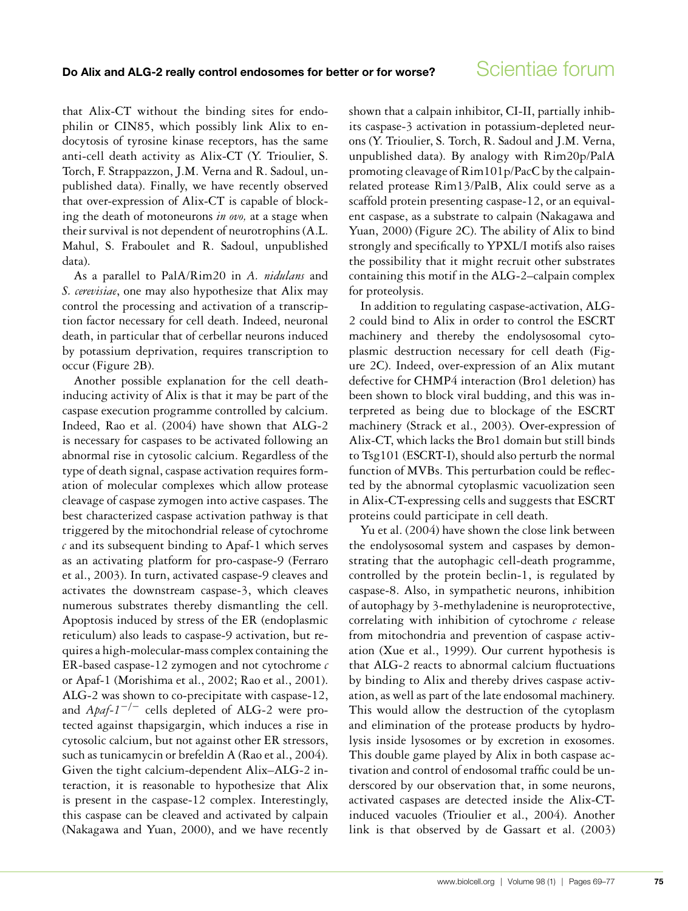that Alix-CT without the binding sites for endophilin or CIN85, which possibly link Alix to endocytosis of tyrosine kinase receptors, has the same anti-cell death activity as Alix-CT (Y. Trioulier, S. Torch, F. Strappazzon, J.M. Verna and R. Sadoul, unpublished data). Finally, we have recently observed that over-expression of Alix-CT is capable of blocking the death of motoneurons *in ovo,* at a stage when their survival is not dependent of neurotrophins (A.L. Mahul, S. Fraboulet and R. Sadoul, unpublished data).

As a parallel to PalA/Rim20 in *A. nidulans* and *S. cerevisiae*, one may also hypothesize that Alix may control the processing and activation of a transcription factor necessary for cell death. Indeed, neuronal death, in particular that of cerebellar neurons induced by potassium deprivation, requires transcription to occur (Figure 2B).

Another possible explanation for the cell death-inducing activity of Alix is that it may be part of the caspase execution programme controlled by calcium. Indeed, Rao et al. (2004) have shown that ALG-2 is necessary for caspases to be activated following an abnormal rise in cytosolic calcium. Regardless of the type of death signal, caspase activation requires formation of molecular complexes which allow protease cleavage of caspase zymogen into active caspases. The best characterized caspase activation pathway is that triggered by the mitochondrial release of cytochrome *c* and its subsequent binding to Apaf-1 which serves as an activating platform for pro-caspase-9 (Ferraro et al., 2003). In turn, activated caspase-9 cleaves and activates the downstream caspase-3, which cleaves numerous substrates thereby dismantling the cell. Apoptosis induced by stress of the ER (endoplasmic reticulum) also leads to caspase-9 activation, but requires a high-molecular-mass complex containing the ER-based caspase-12 zymogen and not cytochrome *c* or Apaf-1 (Morishima et al., 2002; Rao et al., 2001). ALG-2 was shown to co-precipitate with caspase-12, and *Apaf-1*$^{-/-}$ cells depleted of ALG-2 were protected against thapsigargin, which induces a rise in cytosolic calcium, but not against other ER stressors, such as tunicamycin or brefeldin A (Rao et al., 2004). Given the tight calcium-dependent Alix–ALG-2 interaction, it is reasonable to hypothesize that Alix is present in the caspase-12 complex. Interestingly, this caspase can be cleaved and activated by calpain (Nakagawa and Yuan, 2000), and we have recently shown that a calpain inhibitor, CI-II, partially inhibits caspase-3 activation in potassium-depleted neurons (Y. Trioulier, S. Torch, R. Sadoul and J.M. Verna, unpublished data). By analogy with Rim20p/PalA promoting cleavage of Rim101p/PacC by the calpain-related protease Rim13/PalB, Alix could serve as a scaffold protein presenting caspase-12, or an equivalent caspase, as a substrate to calpain (Nakagawa and Yuan, 2000) (Figure 2C). The ability of Alix to bind strongly and specifically to YPXL/I motifs also raises the possibility that it might recruit other substrates containing this motif in the ALG-2–calpain complex for proteolysis.

In addition to regulating caspase-activation, ALG-2 could bind to Alix in order to control the ESCRT machinery and thereby the endolysosomal cytoplasmic destruction necessary for cell death (Figure 2C). Indeed, over-expression of an Alix mutant defective for CHMP4 interaction (Bro1 deletion) has been shown to block viral budding, and this was interpreted as being due to blockage of the ESCRT machinery (Strack et al., 2003). Over-expression of Alix-CT, which lacks the Bro1 domain but still binds to Tsg101 (ESCRT-I), should also perturb the normal function of MVBs. This perturbation could be reflected by the abnormal cytoplasmic vacuolization seen in Alix-CT-expressing cells and suggests that ESCRT proteins could participate in cell death.

Yu et al. (2004) have shown the close link between the endolysosomal system and caspases by demonstrating that the autophagic cell-death programme, controlled by the protein beclin-1, is regulated by caspase-8. Also, in sympathetic neurons, inhibition of autophagy by 3-methyladenine is neuroprotective, correlating with inhibition of cytochrome *c* release from mitochondria and prevention of caspase activation (Xue et al., 1999). Our current hypothesis is that ALG-2 reacts to abnormal calcium fluctuations by binding to Alix and thereby drives caspase activation, as well as part of the late endosomal machinery. This would allow the destruction of the cytoplasm and elimination of the protease products by hydrolysis inside lysosomes or by excretion in exosomes. This double game played by Alix in both caspase activation and control of endosomal traffic could be underscored by our observation that, in some neurons, activated caspases are detected inside the Alix-CT-induced vacuoles (Trioulier et al., 2004). Another link is that observed by de Gassart et al. (2003)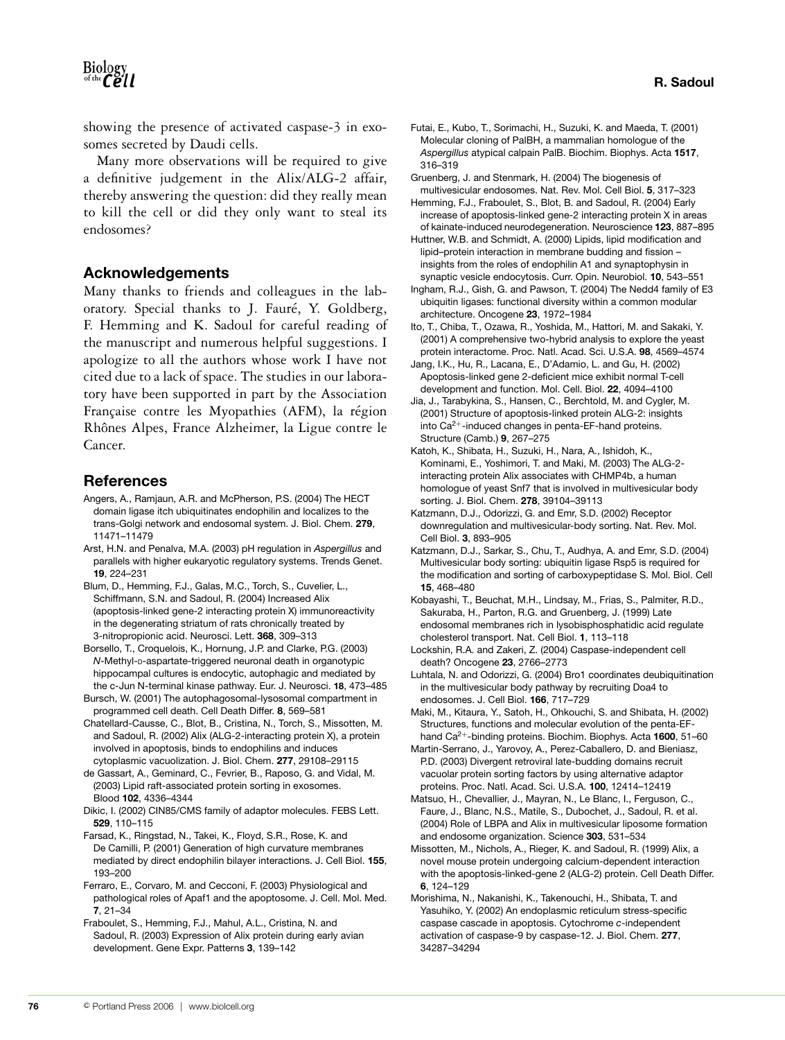showing the presence of activated caspase-3 in exosomes secreted by Daudi cells.

Many more observations will be required to give a definitive judgement in the Alix/ALG-2 affair, thereby answering the question: did they really mean to kill the cell or did they only want to steal its endosomes?

## Acknowledgements

Many thanks to friends and colleagues in the laboratory. Special thanks to J. Fauré, Y. Goldberg, F. Hemming and K. Sadoul for careful reading of the manuscript and numerous helpful suggestions. I apologize to all the authors whose work I have not cited due to a lack of space. The studies in our laboratory have been supported in part by the Association Française contre les Myopathies (AFM), la région Rhônes Alpes, France Alzheimer, la Ligue contre le Cancer.

## References

Angers, A., Ramjaun, A.R. and McPherson, P.S. (2004) The HECT domain ligase itch ubiquitinates endophilin and localizes to the trans-Golgi network and endosomal system. J. Biol. Chem. **279**, 11471–11479

Arst, H.N. and Penalva, M.A. (2003) pH regulation in *Aspergillus* and parallels with higher eukaryotic regulatory systems. Trends Genet. **19**, 224–231

Blum, D., Hemming, F.J., Galas, M.C., Torch, S., Cuvelier, L., Schiffmann, S.N. and Sadoul, R. (2004) Increased Alix (apoptosis-linked gene-2 interacting protein X) immunoreactivity in the degenerating striatum of rats chronically treated by 3-nitropropionic acid. Neurosci. Lett. **368**, 309–313

Borsello, T., Croquelois, K., Hornung, J.P. and Clarke, P.G. (2003) *N*-Methyl-D-aspartate-triggered neuronal death in organotypic hippocampal cultures is endocytic, autophagic and mediated by the c-Jun N-terminal kinase pathway. Eur. J. Neurosci. **18**, 473–485

Bursch, W. (2001) The autophagosomal-lysosomal compartment in programmed cell death. Cell Death Differ. **8**, 569–581

Chatellard-Causse, C., Blot, B., Cristina, N., Torch, S., Missotten, M. and Sadoul, R. (2002) Alix (ALG-2-interacting protein X), a protein involved in apoptosis, binds to endophilins and induces cytoplasmic vacuolization. J. Biol. Chem. **277**, 29108–29115

de Gassart, A., Geminard, C., Fevrier, B., Raposo, G. and Vidal, M. (2003) Lipid raft-associated protein sorting in exosomes. Blood **102**, 4336–4344

Dikic, I. (2002) CIN85/CMS family of adaptor molecules. FEBS Lett. **529**, 110–115

Farsad, K., Ringstad, N., Takei, K., Floyd, S.R., Rose, K. and De Camilli, P. (2001) Generation of high curvature membranes mediated by direct endophilin bilayer interactions. J. Cell Biol. **155**, 193–200

Ferraro, E., Corvaro, M. and Cecconi, F. (2003) Physiological and pathological roles of Apaf1 and the apoptosome. J. Cell. Mol. Med. **7**, 21–34

Fraboulet, S., Hemming, F.J., Mahul, A.L., Cristina, N. and Sadoul, R. (2003) Expression of Alix protein during early avian development. Gene Expr. Patterns **3**, 139–142

Futai, E., Kubo, T., Sorimachi, H., Suzuki, K. and Maeda, T. (2001) Molecular cloning of PalBH, a mammalian homologue of the *Aspergillus* atypical calpain PalB. Biochim. Biophys. Acta **1517**, 316–319

Gruenberg, J. and Stenmark, H. (2004) The biogenesis of multivesicular endosomes. Nat. Rev. Mol. Cell Biol. **5**, 317–323

Hemming, F.J., Fraboulet, S., Blot, B. and Sadoul, R. (2004) Early increase of apoptosis-linked gene-2 interacting protein X in areas of kainate-induced neurodegeneration. Neuroscience **123**, 887–895

Huttner, W.B. and Schmidt, A. (2000) Lipids, lipid modification and lipid–protein interaction in membrane budding and fission – insights from the roles of endophilin A1 and synaptophysin in synaptic vesicle endocytosis. Curr. Opin. Neurobiol. **10**, 543–551

Ingham, R.J., Gish, G. and Pawson, T. (2004) The Nedd4 family of E3 ubiquitin ligases: functional diversity within a common modular architecture. Oncogene **23**, 1972–1984

Ito, T., Chiba, T., Ozawa, R., Yoshida, M., Hattori, M. and Sakaki, Y. (2001) A comprehensive two-hybrid analysis to explore the yeast protein interactome. Proc. Natl. Acad. Sci. U.S.A. **98**, 4569–4574

Jang, I.K., Hu, R., Lacana, E., D'Adamio, L. and Gu, H. (2002) Apoptosis-linked gene 2-deficient mice exhibit normal T-cell development and function. Mol. Cell. Biol. **22**, 4094–4100

Jia, J., Tarabykina, S., Hansen, C., Berchtold, M. and Cygler, M. (2001) Structure of apoptosis-linked protein ALG-2: insights into $Ca^{2+}$-induced changes in penta-EF-hand proteins. Structure (Camb.) **9**, 267–275

Katoh, K., Shibata, H., Suzuki, H., Nara, A., Ishidoh, K., Kominami, E., Yoshimori, T. and Maki, M. (2003) The ALG-2-interacting protein Alix associates with CHMP4b, a human homologue of yeast Snf7 that is involved in multivesicular body sorting. J. Biol. Chem. **278**, 39104–39113

Katzmann, D.J., Odorizzi, G. and Emr, S.D. (2002) Receptor downregulation and multivesicular-body sorting. Nat. Rev. Mol. Cell Biol. **3**, 893–905

Katzmann, D.J., Sarkar, S., Chu, T., Audhya, A. and Emr, S.D. (2004) Multivesicular body sorting: ubiquitin ligase Rsp5 is required for the modification and sorting of carboxypeptidase S. Mol. Biol. Cell **15**, 468–480

Kobayashi, T., Beuchat, M.H., Lindsay, M., Frias, S., Palmiter, R.D., Sakuraba, H., Parton, R.G. and Gruenberg, J. (1999) Late endosomal membranes rich in lysobisphosphatidic acid regulate cholesterol transport. Nat. Cell Biol. **1**, 113–118

Lockshin, R.A. and Zakeri, Z. (2004) Caspase-independent cell death? Oncogene **23**, 2766–2773

Luhtala, N. and Odorizzi, G. (2004) Bro1 coordinates deubiquitination in the multivesicular body pathway by recruiting Doa4 to endosomes. J. Cell Biol. **166**, 717–729

Maki, M., Kitaura, Y., Satoh, H., Ohkouchi, S. and Shibata, H. (2002) Structures, functions and molecular evolution of the penta-EF-hand $Ca^{2+}$-binding proteins. Biochim. Biophys. Acta **1600**, 51–60

Martin-Serrano, J., Yarovoy, A., Perez-Caballero, D. and Bieniasz, P.D. (2003) Divergent retroviral late-budding domains recruit vacuolar protein sorting factors by using alternative adaptor proteins. Proc. Natl. Acad. Sci. U.S.A. **100**, 12414–12419

Matsuo, H., Chevallier, J., Mayran, N., Le Blanc, I., Ferguson, C., Faure, J., Blanc, N.S., Matile, S., Dubochet, J., Sadoul, R. et al. (2004) Role of LBPA and Alix in multivesicular liposome formation and endosome organization. Science **303**, 531–534

Missotten, M., Nichols, A., Rieger, K. and Sadoul, R. (1999) Alix, a novel mouse protein undergoing calcium-dependent interaction with the apoptosis-linked-gene 2 (ALG-2) protein. Cell Death Differ. **6**, 124–129

Morishima, N., Nakanishi, K., Takenouchi, H., Shibata, T. and Yasuhiko, Y. (2002) An endoplasmic reticulum stress-specific caspase cascade in apoptosis. Cytochrome *c*-independent activation of caspase-9 by caspase-12. J. Biol. Chem. **277**, 34287–34294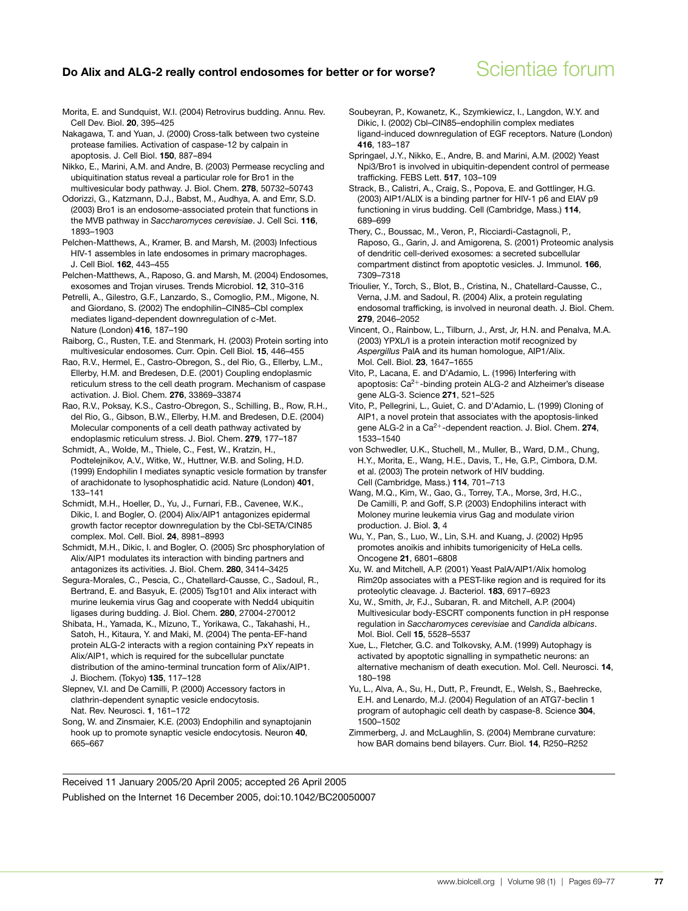Morita, E. and Sundquist, W.I. (2004) Retrovirus budding. Annu. Rev. Cell Dev. Biol. **20**, 395–425

Nakagawa, T. and Yuan, J. (2000) Cross-talk between two cysteine protease families. Activation of caspase-12 by calpain in apoptosis. J. Cell Biol. **150**, 887–894

Nikko, E., Marini, A.M. and Andre, B. (2003) Permease recycling and ubiquitination status reveal a particular role for Bro1 in the multivesicular body pathway. J. Biol. Chem. **278**, 50732–50743

Odorizzi, G., Katzmann, D.J., Babst, M., Audhya, A. and Emr, S.D. (2003) Bro1 is an endosome-associated protein that functions in the MVB pathway in *Saccharomyces cerevisiae*. J. Cell Sci. **116**, 1893–1903

Pelchen-Matthews, A., Kramer, B. and Marsh, M. (2003) Infectious HIV-1 assembles in late endosomes in primary macrophages. J. Cell Biol. **162**, 443–455

Pelchen-Matthews, A., Raposo, G. and Marsh, M. (2004) Endosomes, exosomes and Trojan viruses. Trends Microbiol. **12**, 310–316

Petrelli, A., Gilestro, G.F., Lanzardo, S., Comoglio, P.M., Migone, N. and Giordano, S. (2002) The endophilin–CIN85–Cbl complex mediates ligand-dependent downregulation of c-Met. Nature (London) **416**, 187–190

Raiborg, C., Rusten, T.E. and Stenmark, H. (2003) Protein sorting into multivesicular endosomes. Curr. Opin. Cell Biol. **15**, 446–455

Rao, R.V., Hermel, E., Castro-Obregon, S., del Rio, G., Ellerby, L.M., Ellerby, H.M. and Bredesen, D.E. (2001) Coupling endoplasmic reticulum stress to the cell death program. Mechanism of caspase activation. J. Biol. Chem. **276**, 33869–33874

Rao, R.V., Poksay, K.S., Castro-Obregon, S., Schilling, B., Row, R.H., del Rio, G., Gibson, B.W., Ellerby, H.M. and Bredesen, D.E. (2004) Molecular components of a cell death pathway activated by endoplasmic reticulum stress. J. Biol. Chem. **279**, 177–187

Schmidt, A., Wolde, M., Thiele, C., Fest, W., Kratzin, H., Podtelejnikov, A.V., Witke, W., Huttner, W.B. and Soling, H.D. (1999) Endophilin I mediates synaptic vesicle formation by transfer of arachidonate to lysophosphatidic acid. Nature (London) **401**, 133–141

Schmidt, M.H., Hoeller, D., Yu, J., Furnari, F.B., Cavenee, W.K., Dikic, I. and Bogler, O. (2004) Alix/AIP1 antagonizes epidermal growth factor receptor downregulation by the Cbl-SETA/CIN85 complex. Mol. Cell. Biol. **24**, 8981–8993

Schmidt, M.H., Dikic, I. and Bogler, O. (2005) Src phosphorylation of Alix/AIP1 modulates its interaction with binding partners and antagonizes its activities. J. Biol. Chem. **280**, 3414–3425

Segura-Morales, C., Pescia, C., Chatellard-Causse, C., Sadoul, R., Bertrand, E. and Basyuk, E. (2005) Tsg101 and Alix interact with murine leukemia virus Gag and cooperate with Nedd4 ubiquitin ligases during budding. J. Biol. Chem. **280**, 27004-270012

Shibata, H., Yamada, K., Mizuno, T., Yorikawa, C., Takahashi, H., Satoh, H., Kitaura, Y. and Maki, M. (2004) The penta-EF-hand protein ALG-2 interacts with a region containing PxY repeats in Alix/AIP1, which is required for the subcellular punctate distribution of the amino-terminal truncation form of Alix/AIP1. J. Biochem. (Tokyo) **135**, 117–128

Slepnev, V.I. and De Camilli, P. (2000) Accessory factors in clathrin-dependent synaptic vesicle endocytosis. Nat. Rev. Neurosci. **1**, 161–172

Song, W. and Zinsmaier, K.E. (2003) Endophilin and synaptojanin hook up to promote synaptic vesicle endocytosis. Neuron **40**, 665–667

Soubeyran, P., Kowanetz, K., Szymkiewicz, I., Langdon, W.Y. and Dikic, I. (2002) Cbl–CIN85–endophilin complex mediates ligand-induced downregulation of EGF receptors. Nature (London) **416**, 183–187

Springael, J.Y., Nikko, E., Andre, B. and Marini, A.M. (2002) Yeast Npi3/Bro1 is involved in ubiquitin-dependent control of permease trafficking. FEBS Lett. **517**, 103–109

Strack, B., Calistri, A., Craig, S., Popova, E. and Gottlinger, H.G. (2003) AIP1/ALIX is a binding partner for HIV-1 p6 and EIAV p9 functioning in virus budding. Cell (Cambridge, Mass.) **114**, 689–699

Thery, C., Boussac, M., Veron, P., Ricciardi-Castagnoli, P., Raposo, G., Garin, J. and Amigorena, S. (2001) Proteomic analysis of dendritic cell-derived exosomes: a secreted subcellular compartment distinct from apoptotic vesicles. J. Immunol. **166**, 7309–7318

Trioulier, Y., Torch, S., Blot, B., Cristina, N., Chatellard-Causse, C., Verna, J.M. and Sadoul, R. (2004) Alix, a protein regulating endosomal trafficking, is involved in neuronal death. J. Biol. Chem. **279**, 2046–2052

Vincent, O., Rainbow, L., Tilburn, J., Arst, Jr, H.N. and Penalva, M.A. (2003) YPXL/I is a protein interaction motif recognized by *Aspergillus* PalA and its human homologue, AIP1/Alix. Mol. Cell. Biol. **23**, 1647–1655

Vito, P., Lacana, E. and D'Adamio, L. (1996) Interfering with apoptosis: $Ca^{2+}$-binding protein ALG-2 and Alzheimer's disease gene ALG-3. Science **271**, 521–525

Vito, P., Pellegrini, L., Guiet, C. and D'Adamio, L. (1999) Cloning of AIP1, a novel protein that associates with the apoptosis-linked gene ALG-2 in a $Ca^{2+}$-dependent reaction. J. Biol. Chem. **274**, 1533–1540

von Schwedler, U.K., Stuchell, M., Muller, B., Ward, D.M., Chung, H.Y., Morita, E., Wang, H.E., Davis, T., He, G.P., Cimbora, D.M. et al. (2003) The protein network of HIV budding. Cell (Cambridge, Mass.) **114**, 701–713

Wang, M.Q., Kim, W., Gao, G., Torrey, T.A., Morse, 3rd, H.C., De Camilli, P. and Goff, S.P. (2003) Endophilins interact with Moloney murine leukemia virus Gag and modulate virion production. J. Biol. **3**, 4

Wu, Y., Pan, S., Luo, W., Lin, S.H. and Kuang, J. (2002) Hp95 promotes anoikis and inhibits tumorigenicity of HeLa cells. Oncogene **21**, 6801–6808

Xu, W. and Mitchell, A.P. (2001) Yeast PalA/AIP1/Alix homolog Rim20p associates with a PEST-like region and is required for its proteolytic cleavage. J. Bacteriol. **183**, 6917–6923

Xu, W., Smith, Jr, F.J., Subaran, R. and Mitchell, A.P. (2004) Multivesicular body-ESCRT components function in pH response regulation in *Saccharomyces cerevisiae* and *Candida albicans*. Mol. Biol. Cell **15**, 5528–5537

Xue, L., Fletcher, G.C. and Tolkovsky, A.M. (1999) Autophagy is activated by apoptotic signalling in sympathetic neurons: an alternative mechanism of death execution. Mol. Cell. Neurosci. **14**, 180–198

Yu, L., Alva, A., Su, H., Dutt, P., Freundt, E., Welsh, S., Baehrecke, E.H. and Lenardo, M.J. (2004) Regulation of an ATG7-beclin 1 program of autophagic cell death by caspase-8. Science **304**, 1500–1502

Zimmerberg, J. and McLaughlin, S. (2004) Membrane curvature: how BAR domains bend bilayers. Curr. Biol. **14**, R250–R252

Received 11 January 2005/20 April 2005; accepted 26 April 2005
Published on the Internet 16 December 2005, doi:10.1042/BC20050007